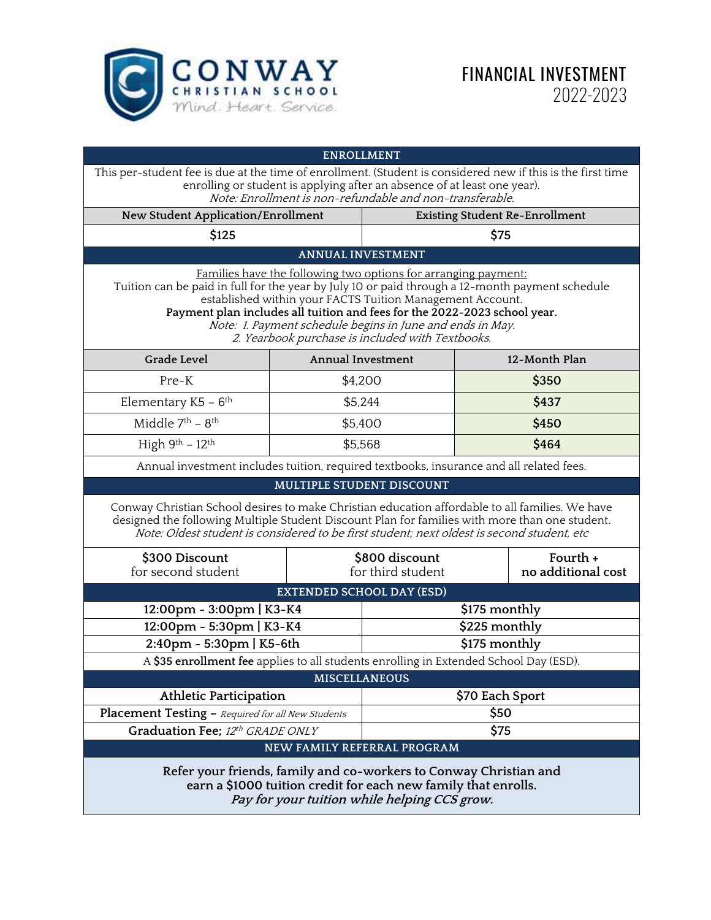**CONWAY CHRISTIAN SCHOOL**
*Mind. Heart. Service.*

# FINANCIAL INVESTMENT
## 2022-2023

## ENROLLMENT

This per-student fee is due at the time of enrollment. (Student is considered new if this is the first time enrolling or student is applying after an absence of at least one year).
*Note: Enrollment is non-refundable and non-transferable.*

| New Student Application/Enrollment | Existing Student Re-Enrollment |
|---|---|
| $125 | $75 |

## ANNUAL INVESTMENT

Families have the following two options for arranging payment:
Tuition can be paid in full for the year by July 10 or paid through a 12-month payment schedule established within your FACTS Tuition Management Account.
**Payment plan includes all tuition and fees for the 2022-2023 school year.**
*Note: 1. Payment schedule begins in June and ends in May.*
*2. Yearbook purchase is included with Textbooks.*

| Grade Level | Annual Investment | 12-Month Plan |
|---|---|---|
| Pre-K | $4,200 | **$350** |
| Elementary K5 – 6th | $5,244 | **$437** |
| Middle 7th – 8th | $5,400 | **$450** |
| High 9th – 12th | $5,568 | **$464** |

Annual investment includes tuition, required textbooks, insurance and all related fees.

## MULTIPLE STUDENT DISCOUNT

Conway Christian School desires to make Christian education affordable to all families. We have designed the following Multiple Student Discount Plan for families with more than one student.
*Note: Oldest student is considered to be first student; next oldest is second student, etc*

| **$300 Discount** for second student | **$800 discount** for third student | **Fourth +** **no additional cost** |
|---|---|---|

## EXTENDED SCHOOL DAY (ESD)

| | |
|---|---|
| **12:00pm - 3:00pm \| K3-K4** | **$175 monthly** |
| **12:00pm - 5:30pm \| K3-K4** | **$225 monthly** |
| **2:40pm - 5:30pm \| K5-6th** | **$175 monthly** |

A **$35 enrollment fee** applies to all students enrolling in Extended School Day (ESD).

## MISCELLANEOUS

| | |
|---|---|
| **Athletic Participation** | **$70 Each Sport** |
| **Placement Testing** – *Required for all New Students* | **$50** |
| **Graduation Fee;** *12th GRADE ONLY* | **$75** |

## NEW FAMILY REFERRAL PROGRAM

**Refer your friends, family and co-workers to Conway Christian and earn a $1000 tuition credit for each new family that enrolls.**
***Pay for your tuition while helping CCS grow.***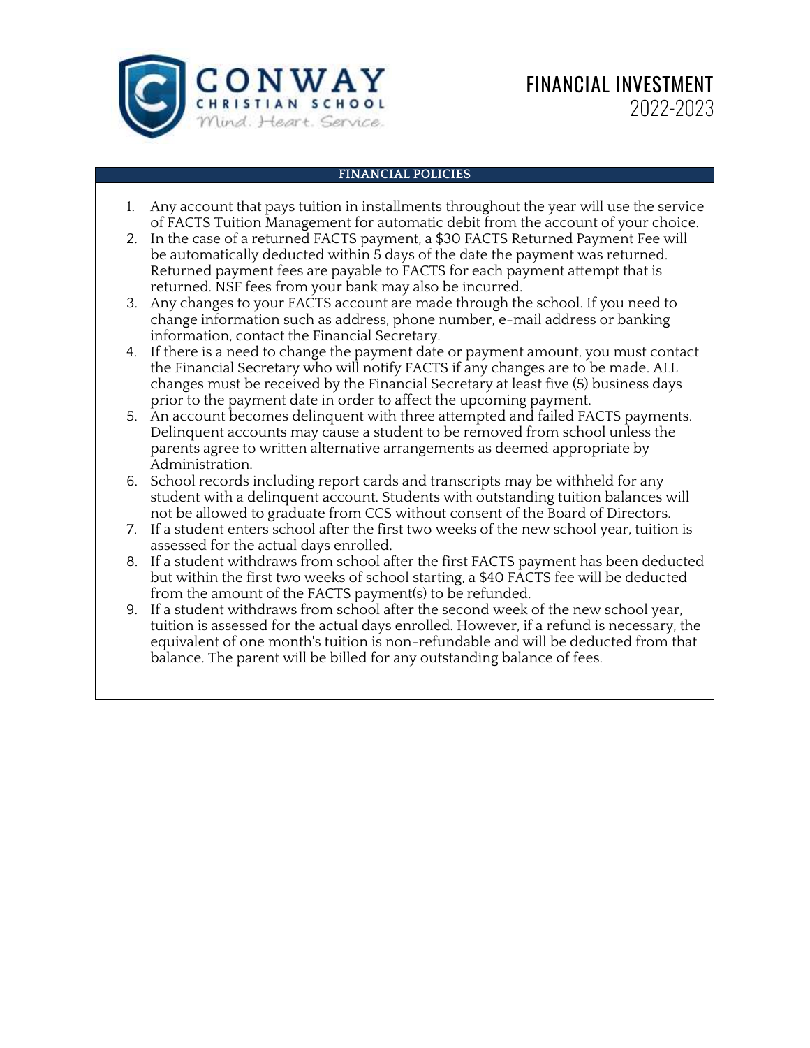# CONWAY CHRISTIAN SCHOOL

*Mind. Heart. Service.*

FINANCIAL INVESTMENT
2022-2023

## FINANCIAL POLICIES

1. Any account that pays tuition in installments throughout the year will use the service of FACTS Tuition Management for automatic debit from the account of your choice.
2. In the case of a returned FACTS payment, a $30 FACTS Returned Payment Fee will be automatically deducted within 5 days of the date the payment was returned. Returned payment fees are payable to FACTS for each payment attempt that is returned. NSF fees from your bank may also be incurred.
3. Any changes to your FACTS account are made through the school. If you need to change information such as address, phone number, e-mail address or banking information, contact the Financial Secretary.
4. If there is a need to change the payment date or payment amount, you must contact the Financial Secretary who will notify FACTS if any changes are to be made. ALL changes must be received by the Financial Secretary at least five (5) business days prior to the payment date in order to affect the upcoming payment.
5. An account becomes delinquent with three attempted and failed FACTS payments. Delinquent accounts may cause a student to be removed from school unless the parents agree to written alternative arrangements as deemed appropriate by Administration.
6. School records including report cards and transcripts may be withheld for any student with a delinquent account. Students with outstanding tuition balances will not be allowed to graduate from CCS without consent of the Board of Directors.
7. If a student enters school after the first two weeks of the new school year, tuition is assessed for the actual days enrolled.
8. If a student withdraws from school after the first FACTS payment has been deducted but within the first two weeks of school starting, a $40 FACTS fee will be deducted from the amount of the FACTS payment(s) to be refunded.
9. If a student withdraws from school after the second week of the new school year, tuition is assessed for the actual days enrolled. However, if a refund is necessary, the equivalent of one month's tuition is non-refundable and will be deducted from that balance. The parent will be billed for any outstanding balance of fees.